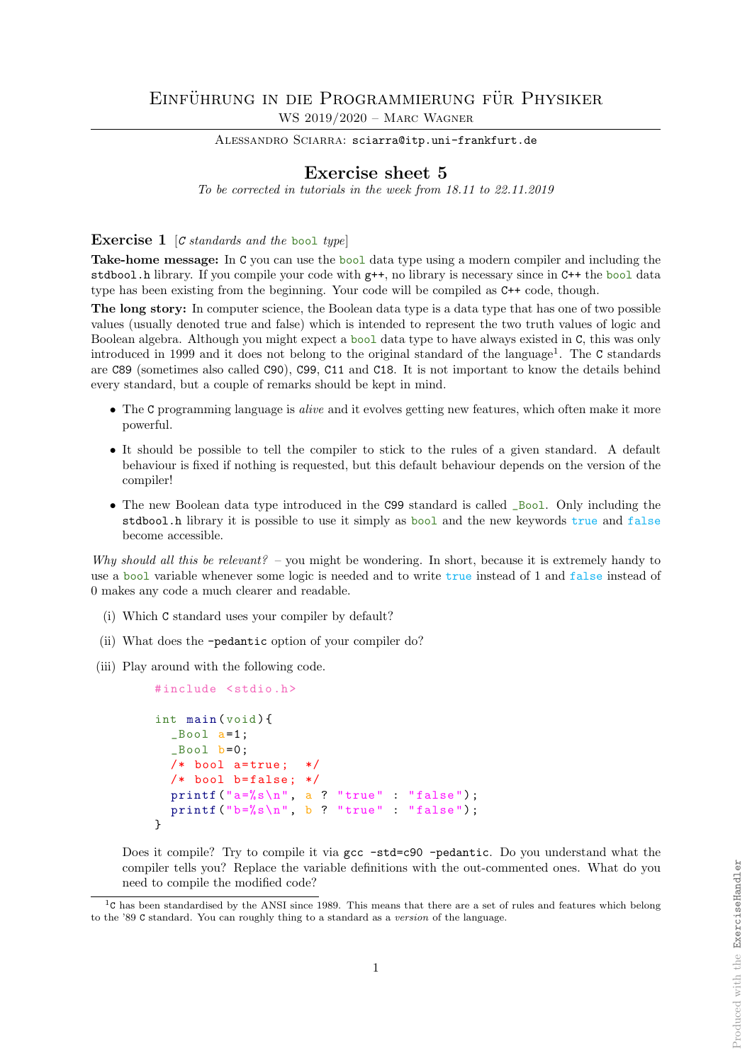# Einführung in die Programmierung für Physiker

WS 2019/2020 – Marc Wagner

Alessandro Sciarra: sciarra@itp.uni-frankfurt.de

## Exercise sheet 5

*To be corrected in tutorials in the week from 18.11 to 22.11.2019*

### Exercise 1 [*C standards and the* bool *type*]

**Take-home message:** In C you can use the bool data type using a modern compiler and including the stdbool.h library. If you compile your code with g++, no library is necessary since in C++ the bool data type has been existing from the beginning. Your code will be compiled as C++ code, though.

**The long story:** In computer science, the Boolean data type is a data type that has one of two possible values (usually denoted true and false) which is intended to represent the two truth values of logic and Boolean algebra. Although you might expect a bool data type to have always existed in C, this was only introduced in 1999 and it does not belong to the original standard of the language[1]. The C standards are C89 (sometimes also called C90), C99, C11 and C18. It is not important to know the details behind every standard, but a couple of remarks should be kept in mind.

- The C programming language is *alive* and it evolves getting new features, which often make it more powerful.
- It should be possible to tell the compiler to stick to the rules of a given standard. A default behaviour is fixed if nothing is requested, but this default behaviour depends on the version of the compiler!
- The new Boolean data type introduced in the C99 standard is called _Bool. Only including the stdbool.h library it is possible to use it simply as bool and the new keywords true and false become accessible.

*Why should all this be relevant?* – you might be wondering. In short, because it is extremely handy to use a bool variable whenever some logic is needed and to write true instead of 1 and false instead of 0 makes any code a much clearer and readable.

(i) Which C standard uses your compiler by default?

(ii) What does the -pedantic option of your compiler do?

(iii) Play around with the following code.

```
#include <stdio.h>

int main(void){
  _Bool a=1;
  _Bool b=0;
  /* bool a=true;  */
  /* bool b=false; */
  printf("a=%s\n", a ? "true" : "false");
  printf("b=%s\n", b ? "true" : "false");
}
```

Does it compile? Try to compile it via gcc -std=c90 -pedantic. Do you understand what the compiler tells you? Replace the variable definitions with the out-commented ones. What do you need to compile the modified code?

---

[1] C has been standardised by the ANSI since 1989. This means that there are a set of rules and features which belong to the '89 C standard. You can roughly thing to a standard as a *version* of the language.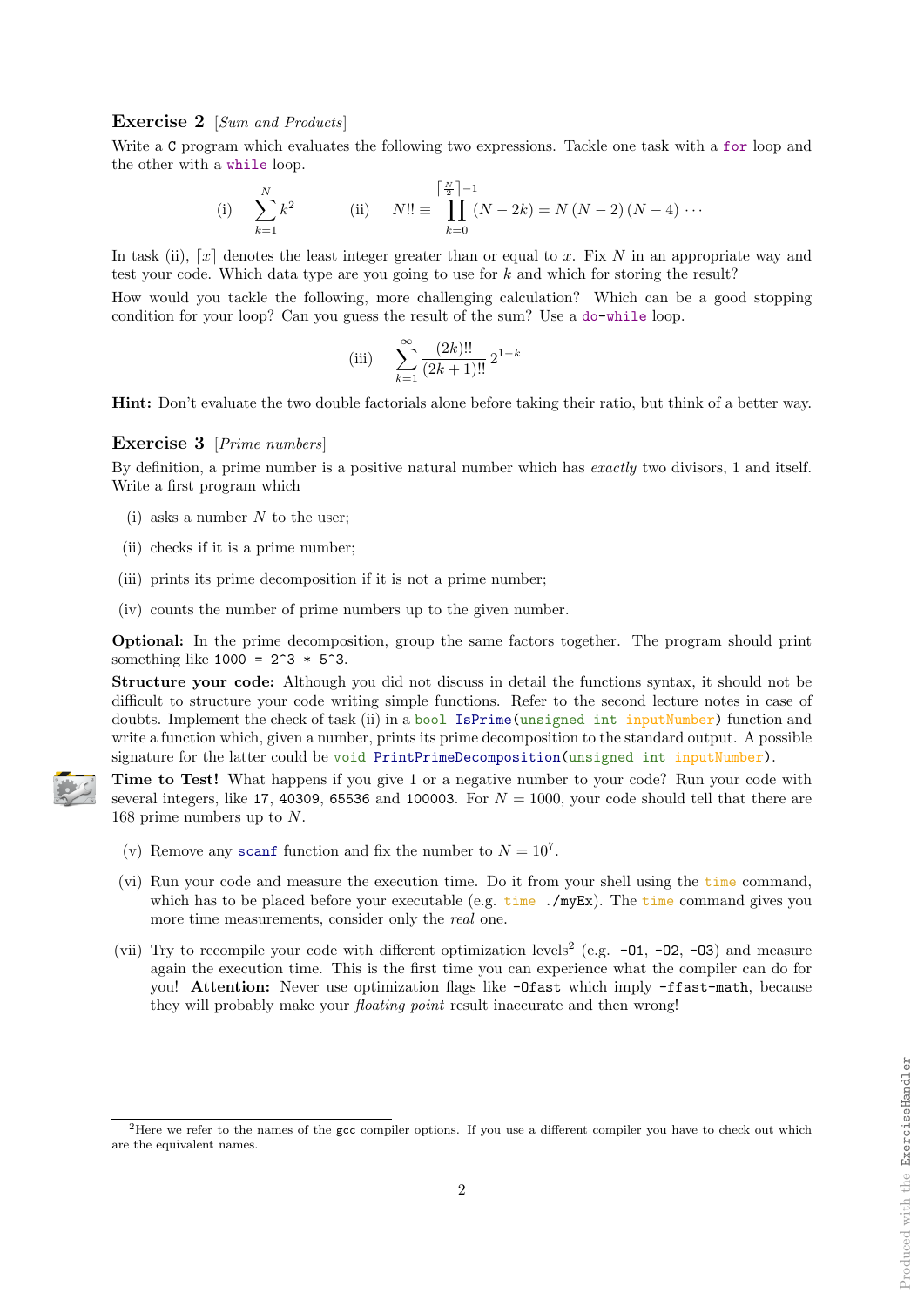## Exercise 2 [*Sum and Products*]

Write a `C` program which evaluates the following two expressions. Tackle one task with a `for` loop and the other with a `while` loop.

$$\text{(i)} \quad \sum_{k=1}^{N} k^2 \qquad\qquad \text{(ii)} \quad N!! \equiv \prod_{k=0}^{\lceil \frac{N}{2} \rceil - 1} (N - 2k) = N\,(N-2)\,(N-4)\cdots$$

In task (ii), $\lceil x \rceil$ denotes the least integer greater than or equal to $x$. Fix $N$ in an appropriate way and test your code. Which data type are you going to use for $k$ and which for storing the result?

How would you tackle the following, more challenging calculation? Which can be a good stopping condition for your loop? Can you guess the result of the sum? Use a `do-while` loop.

$$\text{(iii)} \quad \sum_{k=1}^{\infty} \frac{(2k)!!}{(2k+1)!!}\, 2^{1-k}$$

**Hint:** Don't evaluate the two double factorials alone before taking their ratio, but think of a better way.

## Exercise 3 [*Prime numbers*]

By definition, a prime number is a positive natural number which has *exactly* two divisors, 1 and itself. Write a first program which

- (i) asks a number $N$ to the user;
- (ii) checks if it is a prime number;
- (iii) prints its prime decomposition if it is not a prime number;
- (iv) counts the number of prime numbers up to the given number.

**Optional:** In the prime decomposition, group the same factors together. The program should print something like `1000 = 2^3 * 5^3`.

**Structure your code:** Although you did not discuss in detail the functions syntax, it should not be difficult to structure your code writing simple functions. Refer to the second lecture notes in case of doubts. Implement the check of task (ii) in a `bool IsPrime(unsigned int inputNumber)` function and write a function which, given a number, prints its prime decomposition to the standard output. A possible signature for the latter could be `void PrintPrimeDecomposition(unsigned int inputNumber)`.

**Time to Test!** What happens if you give 1 or a negative number to your code? Run your code with several integers, like `17`, `40309`, `65536` and `100003`. For $N = 1000$, your code should tell that there are 168 prime numbers up to $N$.

- (v) Remove any `scanf` function and fix the number to $N = 10^7$.
- (vi) Run your code and measure the execution time. Do it from your shell using the `time` command, which has to be placed before your executable (e.g. `time ./myEx`). The `time` command gives you more time measurements, consider only the *real* one.
- (vii) Try to recompile your code with different optimization levels[2] (e.g. `-O1`, `-O2`, `-O3`) and measure again the execution time. This is the first time you can experience what the compiler can do for you! **Attention:** Never use optimization flags like `-Ofast` which imply `-ffast-math`, because they will probably make your *floating point* result inaccurate and then wrong!

[2] Here we refer to the names of the `gcc` compiler options. If you use a different compiler you have to check out which are the equivalent names.